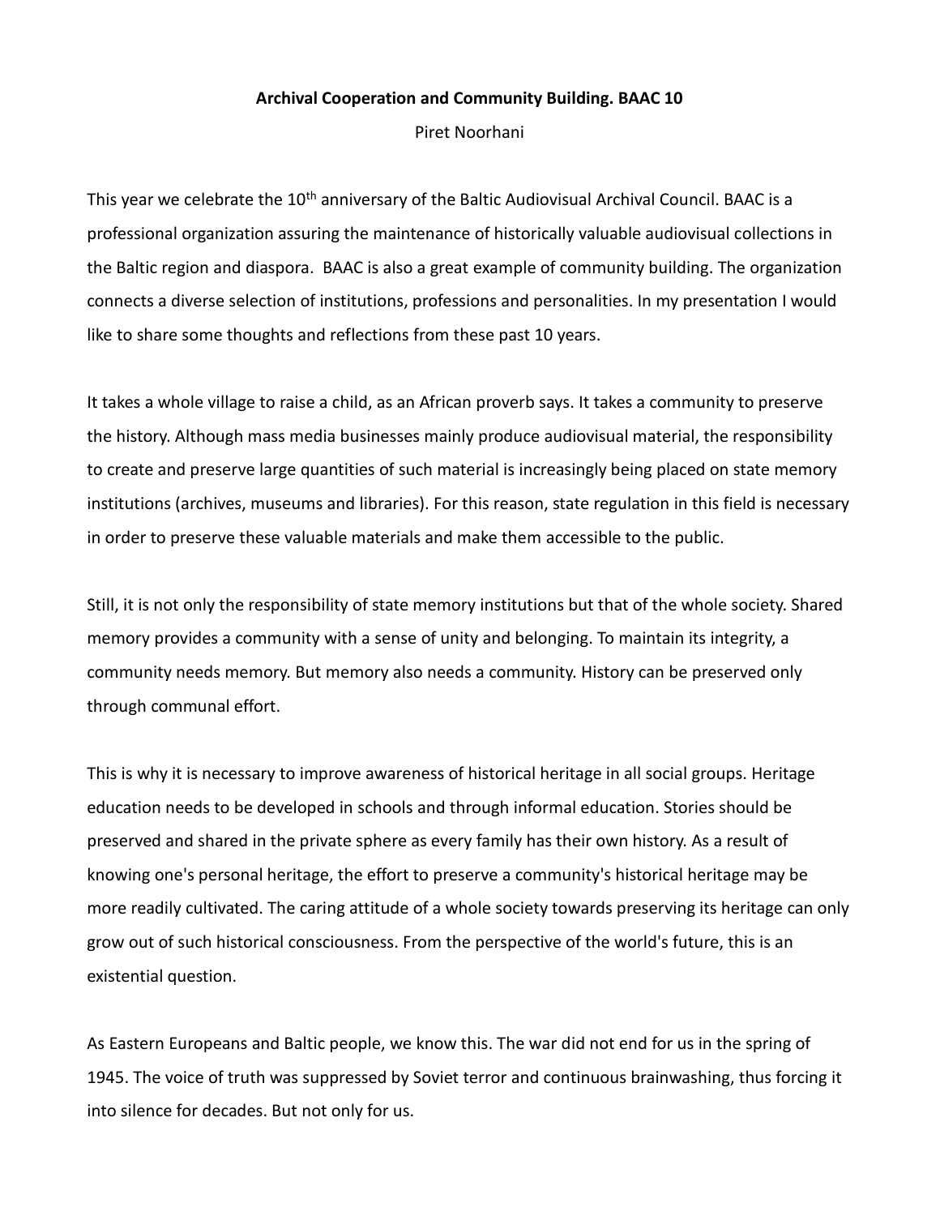# Archival Cooperation and Community Building. BAAC 10

Piret Noorhani

This year we celebrate the 10th anniversary of the Baltic Audiovisual Archival Council. BAAC is a professional organization assuring the maintenance of historically valuable audiovisual collections in the Baltic region and diaspora. BAAC is also a great example of community building. The organization connects a diverse selection of institutions, professions and personalities. In my presentation I would like to share some thoughts and reflections from these past 10 years.

It takes a whole village to raise a child, as an African proverb says. It takes a community to preserve the history. Although mass media businesses mainly produce audiovisual material, the responsibility to create and preserve large quantities of such material is increasingly being placed on state memory institutions (archives, museums and libraries). For this reason, state regulation in this field is necessary in order to preserve these valuable materials and make them accessible to the public.

Still, it is not only the responsibility of state memory institutions but that of the whole society. Shared memory provides a community with a sense of unity and belonging. To maintain its integrity, a community needs memory. But memory also needs a community. History can be preserved only through communal effort.

This is why it is necessary to improve awareness of historical heritage in all social groups. Heritage education needs to be developed in schools and through informal education. Stories should be preserved and shared in the private sphere as every family has their own history. As a result of knowing one's personal heritage, the effort to preserve a community's historical heritage may be more readily cultivated. The caring attitude of a whole society towards preserving its heritage can only grow out of such historical consciousness. From the perspective of the world's future, this is an existential question.

As Eastern Europeans and Baltic people, we know this. The war did not end for us in the spring of 1945. The voice of truth was suppressed by Soviet terror and continuous brainwashing, thus forcing it into silence for decades. But not only for us.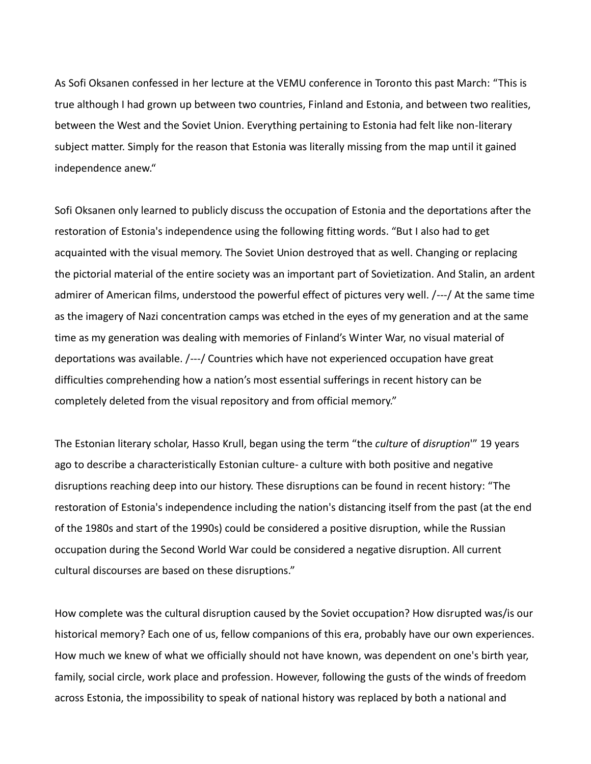As Sofi Oksanen confessed in her lecture at the VEMU conference in Toronto this past March: "This is true although I had grown up between two countries, Finland and Estonia, and between two realities, between the West and the Soviet Union. Everything pertaining to Estonia had felt like non-literary subject matter. Simply for the reason that Estonia was literally missing from the map until it gained independence anew."

Sofi Oksanen only learned to publicly discuss the occupation of Estonia and the deportations after the restoration of Estonia's independence using the following fitting words. "But I also had to get acquainted with the visual memory. The Soviet Union destroyed that as well. Changing or replacing the pictorial material of the entire society was an important part of Sovietization. And Stalin, an ardent admirer of American films, understood the powerful effect of pictures very well. /---/ At the same time as the imagery of Nazi concentration camps was etched in the eyes of my generation and at the same time as my generation was dealing with memories of Finland's Winter War, no visual material of deportations was available. /---/ Countries which have not experienced occupation have great difficulties comprehending how a nation's most essential sufferings in recent history can be completely deleted from the visual repository and from official memory."

The Estonian literary scholar, Hasso Krull, began using the term "the *culture* of *disruption*'" 19 years ago to describe a characteristically Estonian culture- a culture with both positive and negative disruptions reaching deep into our history. These disruptions can be found in recent history: "The restoration of Estonia's independence including the nation's distancing itself from the past (at the end of the 1980s and start of the 1990s) could be considered a positive disruption, while the Russian occupation during the Second World War could be considered a negative disruption. All current cultural discourses are based on these disruptions."

How complete was the cultural disruption caused by the Soviet occupation? How disrupted was/is our historical memory? Each one of us, fellow companions of this era, probably have our own experiences. How much we knew of what we officially should not have known, was dependent on one's birth year, family, social circle, work place and profession. However, following the gusts of the winds of freedom across Estonia, the impossibility to speak of national history was replaced by both a national and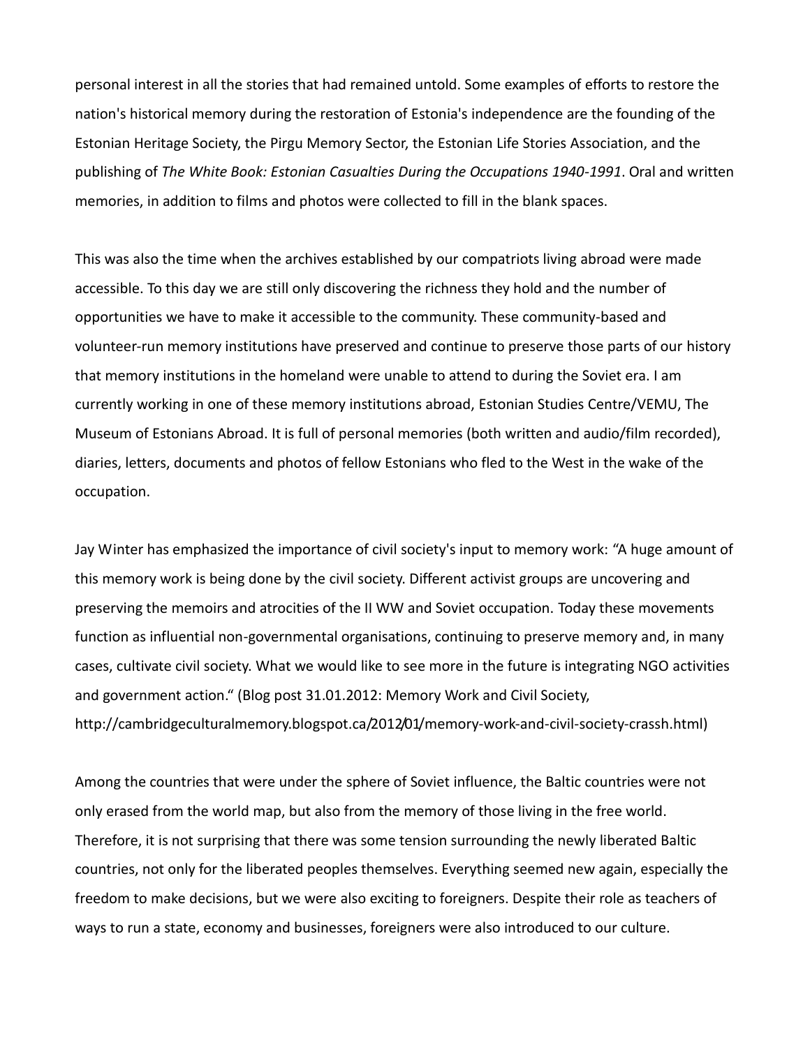personal interest in all the stories that had remained untold. Some examples of efforts to restore the nation's historical memory during the restoration of Estonia's independence are the founding of the Estonian Heritage Society, the Pirgu Memory Sector, the Estonian Life Stories Association, and the publishing of *The White Book: Estonian Casualties During the Occupations 1940-1991*. Oral and written memories, in addition to films and photos were collected to fill in the blank spaces.

This was also the time when the archives established by our compatriots living abroad were made accessible. To this day we are still only discovering the richness they hold and the number of opportunities we have to make it accessible to the community. These community-based and volunteer-run memory institutions have preserved and continue to preserve those parts of our history that memory institutions in the homeland were unable to attend to during the Soviet era. I am currently working in one of these memory institutions abroad, Estonian Studies Centre/VEMU, The Museum of Estonians Abroad. It is full of personal memories (both written and audio/film recorded), diaries, letters, documents and photos of fellow Estonians who fled to the West in the wake of the occupation.

Jay Winter has emphasized the importance of civil society's input to memory work: "A huge amount of this memory work is being done by the civil society. Different activist groups are uncovering and preserving the memoirs and atrocities of the II WW and Soviet occupation. Today these movements function as influential non-governmental organisations, continuing to preserve memory and, in many cases, cultivate civil society. What we would like to see more in the future is integrating NGO activities and government action." (Blog post 31.01.2012: Memory Work and Civil Society, http://cambridgeculturalmemory.blogspot.ca/2012/01/memory-work-and-civil-society-crassh.html)

Among the countries that were under the sphere of Soviet influence, the Baltic countries were not only erased from the world map, but also from the memory of those living in the free world. Therefore, it is not surprising that there was some tension surrounding the newly liberated Baltic countries, not only for the liberated peoples themselves. Everything seemed new again, especially the freedom to make decisions, but we were also exciting to foreigners. Despite their role as teachers of ways to run a state, economy and businesses, foreigners were also introduced to our culture.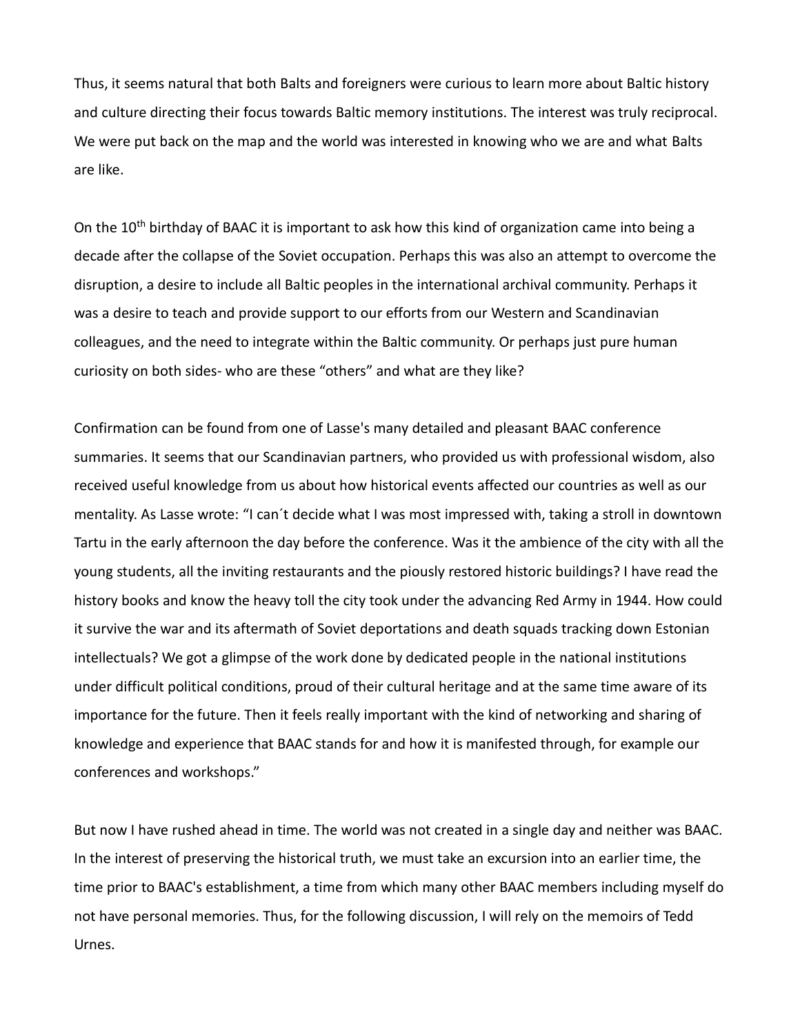Thus, it seems natural that both Balts and foreigners were curious to learn more about Baltic history and culture directing their focus towards Baltic memory institutions. The interest was truly reciprocal. We were put back on the map and the world was interested in knowing who we are and what Balts are like.

On the 10th birthday of BAAC it is important to ask how this kind of organization came into being a decade after the collapse of the Soviet occupation. Perhaps this was also an attempt to overcome the disruption, a desire to include all Baltic peoples in the international archival community. Perhaps it was a desire to teach and provide support to our efforts from our Western and Scandinavian colleagues, and the need to integrate within the Baltic community. Or perhaps just pure human curiosity on both sides- who are these "others" and what are they like?

Confirmation can be found from one of Lasse's many detailed and pleasant BAAC conference summaries. It seems that our Scandinavian partners, who provided us with professional wisdom, also received useful knowledge from us about how historical events affected our countries as well as our mentality. As Lasse wrote: "I can´t decide what I was most impressed with, taking a stroll in downtown Tartu in the early afternoon the day before the conference. Was it the ambience of the city with all the young students, all the inviting restaurants and the piously restored historic buildings? I have read the history books and know the heavy toll the city took under the advancing Red Army in 1944. How could it survive the war and its aftermath of Soviet deportations and death squads tracking down Estonian intellectuals? We got a glimpse of the work done by dedicated people in the national institutions under difficult political conditions, proud of their cultural heritage and at the same time aware of its importance for the future. Then it feels really important with the kind of networking and sharing of knowledge and experience that BAAC stands for and how it is manifested through, for example our conferences and workshops."

But now I have rushed ahead in time. The world was not created in a single day and neither was BAAC. In the interest of preserving the historical truth, we must take an excursion into an earlier time, the time prior to BAAC's establishment, a time from which many other BAAC members including myself do not have personal memories. Thus, for the following discussion, I will rely on the memoirs of Tedd Urnes.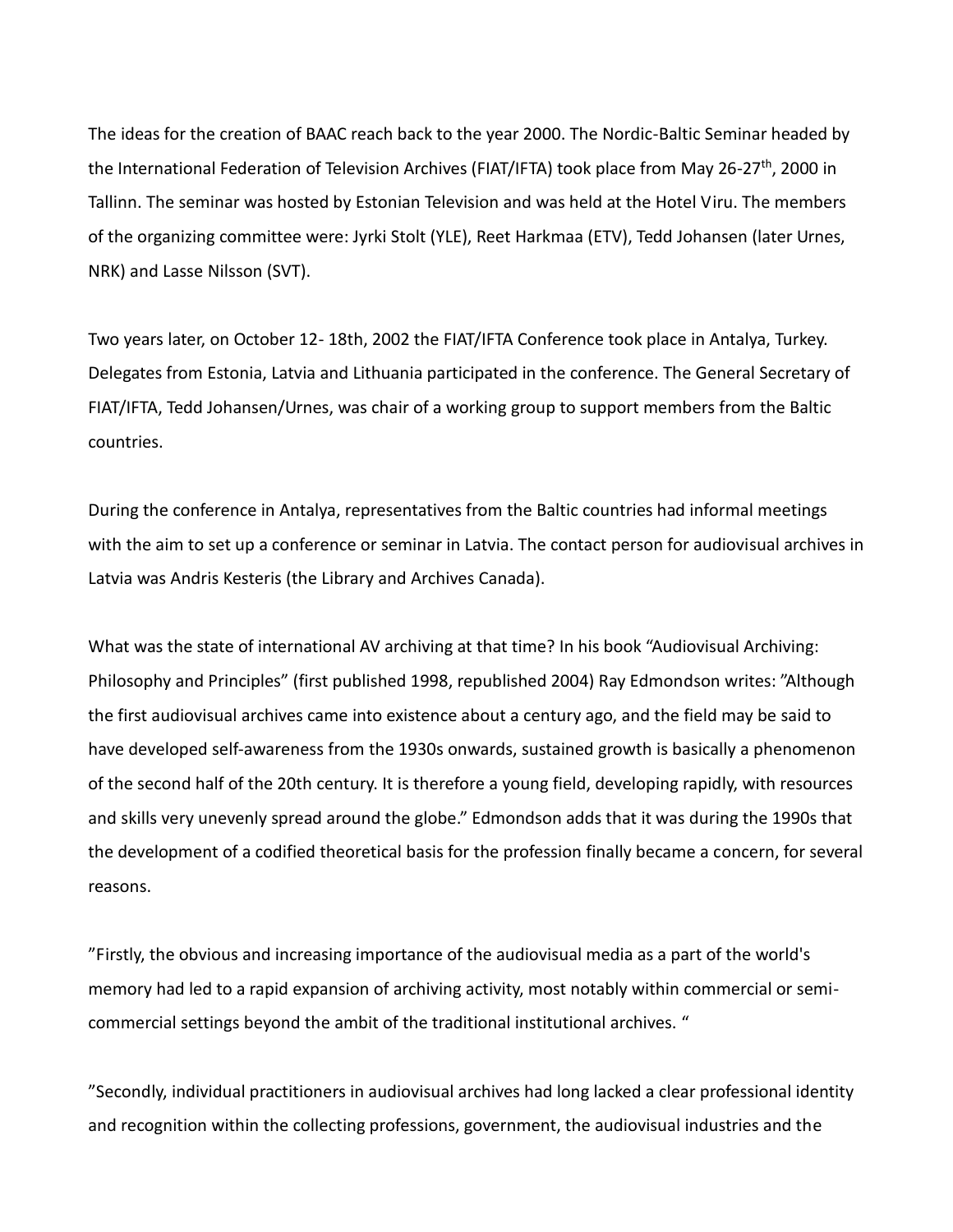The ideas for the creation of BAAC reach back to the year 2000. The Nordic-Baltic Seminar headed by the International Federation of Television Archives (FIAT/IFTA) took place from May 26-27th, 2000 in Tallinn. The seminar was hosted by Estonian Television and was held at the Hotel Viru. The members of the organizing committee were: Jyrki Stolt (YLE), Reet Harkmaa (ETV), Tedd Johansen (later Urnes, NRK) and Lasse Nilsson (SVT).

Two years later, on October 12- 18th, 2002 the FIAT/IFTA Conference took place in Antalya, Turkey. Delegates from Estonia, Latvia and Lithuania participated in the conference. The General Secretary of FIAT/IFTA, Tedd Johansen/Urnes, was chair of a working group to support members from the Baltic countries.

During the conference in Antalya, representatives from the Baltic countries had informal meetings with the aim to set up a conference or seminar in Latvia. The contact person for audiovisual archives in Latvia was Andris Kesteris (the Library and Archives Canada).

What was the state of international AV archiving at that time? In his book "Audiovisual Archiving: Philosophy and Principles" (first published 1998, republished 2004) Ray Edmondson writes: "Although the first audiovisual archives came into existence about a century ago, and the field may be said to have developed self-awareness from the 1930s onwards, sustained growth is basically a phenomenon of the second half of the 20th century. It is therefore a young field, developing rapidly, with resources and skills very unevenly spread around the globe." Edmondson adds that it was during the 1990s that the development of a codified theoretical basis for the profession finally became a concern, for several reasons.

"Firstly, the obvious and increasing importance of the audiovisual media as a part of the world's memory had led to a rapid expansion of archiving activity, most notably within commercial or semi-commercial settings beyond the ambit of the traditional institutional archives. "

"Secondly, individual practitioners in audiovisual archives had long lacked a clear professional identity and recognition within the collecting professions, government, the audiovisual industries and the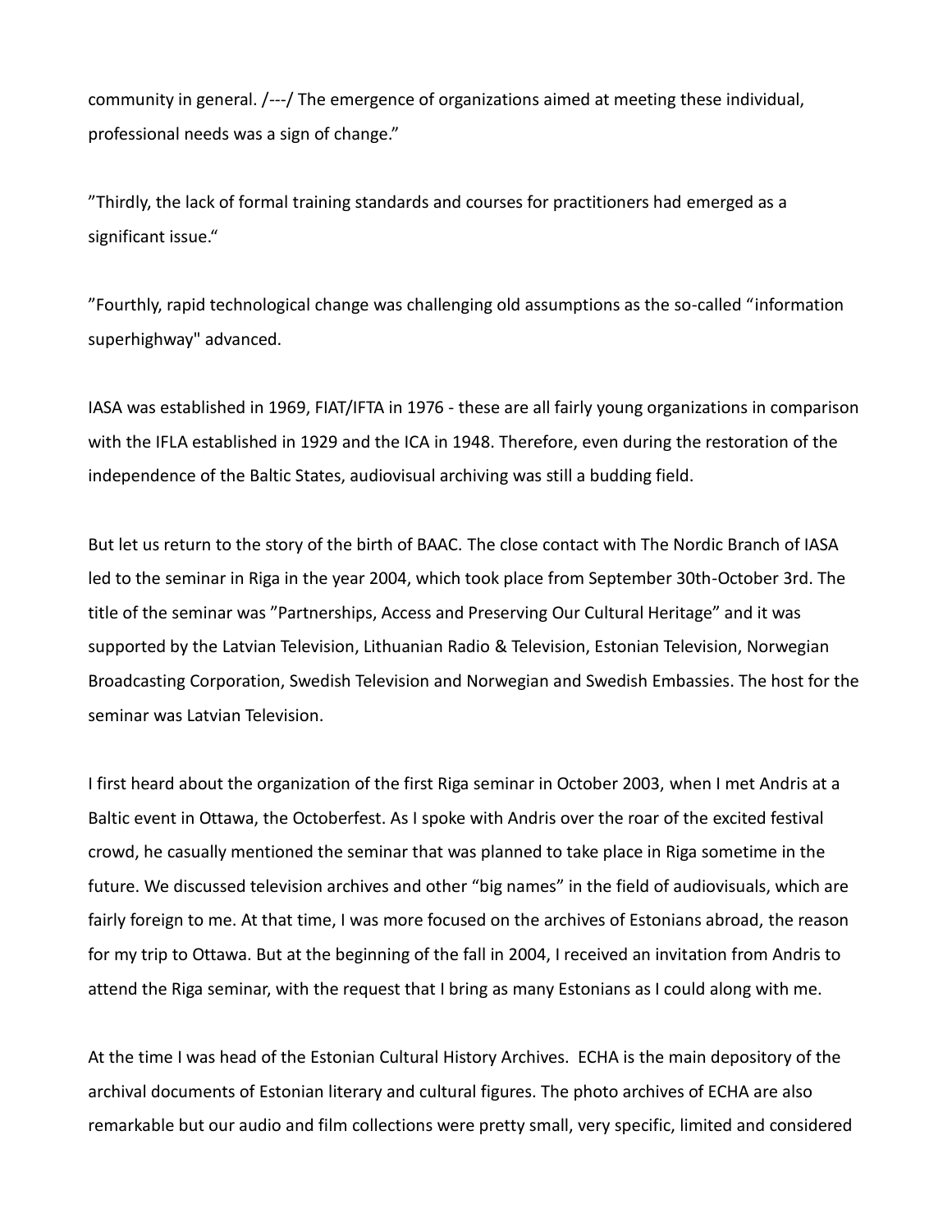community in general. /---/ The emergence of organizations aimed at meeting these individual, professional needs was a sign of change."

”Thirdly, the lack of formal training standards and courses for practitioners had emerged as a significant issue.“

”Fourthly, rapid technological change was challenging old assumptions as the so-called “information superhighway" advanced.

IASA was established in 1969, FIAT/IFTA in 1976 - these are all fairly young organizations in comparison with the IFLA established in 1929 and the ICA in 1948. Therefore, even during the restoration of the independence of the Baltic States, audiovisual archiving was still a budding field.

But let us return to the story of the birth of BAAC. The close contact with The Nordic Branch of IASA led to the seminar in Riga in the year 2004, which took place from September 30th-October 3rd. The title of the seminar was ”Partnerships, Access and Preserving Our Cultural Heritage” and it was supported by the Latvian Television, Lithuanian Radio & Television, Estonian Television, Norwegian Broadcasting Corporation, Swedish Television and Norwegian and Swedish Embassies. The host for the seminar was Latvian Television.

I first heard about the organization of the first Riga seminar in October 2003, when I met Andris at a Baltic event in Ottawa, the Octoberfest. As I spoke with Andris over the roar of the excited festival crowd, he casually mentioned the seminar that was planned to take place in Riga sometime in the future. We discussed television archives and other “big names” in the field of audiovisuals, which are fairly foreign to me. At that time, I was more focused on the archives of Estonians abroad, the reason for my trip to Ottawa. But at the beginning of the fall in 2004, I received an invitation from Andris to attend the Riga seminar, with the request that I bring as many Estonians as I could along with me.

At the time I was head of the Estonian Cultural History Archives. ECHA is the main depository of the archival documents of Estonian literary and cultural figures. The photo archives of ECHA are also remarkable but our audio and film collections were pretty small, very specific, limited and considered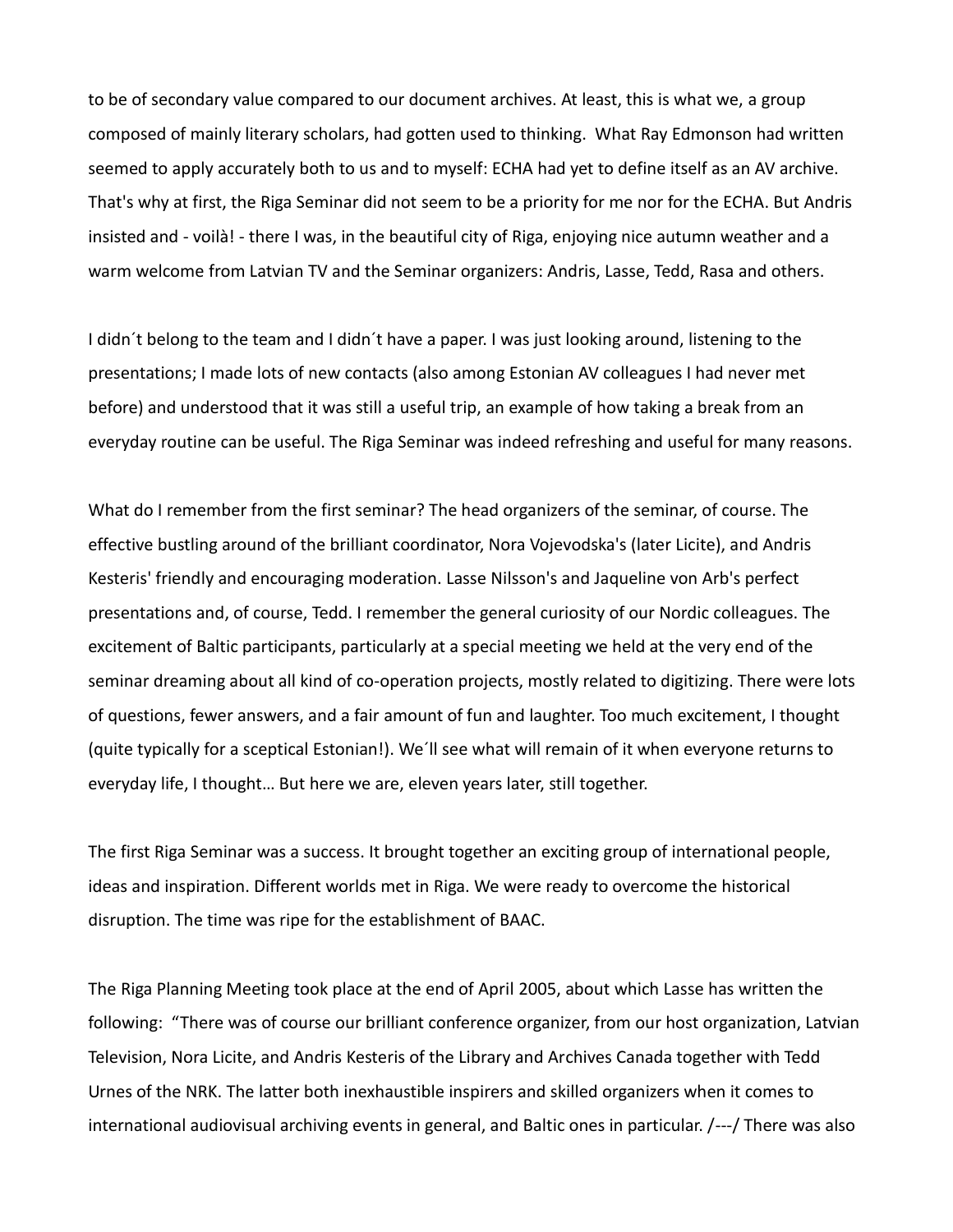to be of secondary value compared to our document archives. At least, this is what we, a group composed of mainly literary scholars, had gotten used to thinking. What Ray Edmonson had written seemed to apply accurately both to us and to myself: ECHA had yet to define itself as an AV archive. That's why at first, the Riga Seminar did not seem to be a priority for me nor for the ECHA. But Andris insisted and - voilà! - there I was, in the beautiful city of Riga, enjoying nice autumn weather and a warm welcome from Latvian TV and the Seminar organizers: Andris, Lasse, Tedd, Rasa and others.

I didn´t belong to the team and I didn´t have a paper. I was just looking around, listening to the presentations; I made lots of new contacts (also among Estonian AV colleagues I had never met before) and understood that it was still a useful trip, an example of how taking a break from an everyday routine can be useful. The Riga Seminar was indeed refreshing and useful for many reasons.

What do I remember from the first seminar? The head organizers of the seminar, of course. The effective bustling around of the brilliant coordinator, Nora Vojevodska's (later Licite), and Andris Kesteris' friendly and encouraging moderation. Lasse Nilsson's and Jaqueline von Arb's perfect presentations and, of course, Tedd. I remember the general curiosity of our Nordic colleagues. The excitement of Baltic participants, particularly at a special meeting we held at the very end of the seminar dreaming about all kind of co-operation projects, mostly related to digitizing. There were lots of questions, fewer answers, and a fair amount of fun and laughter. Too much excitement, I thought (quite typically for a sceptical Estonian!). We´ll see what will remain of it when everyone returns to everyday life, I thought… But here we are, eleven years later, still together.

The first Riga Seminar was a success. It brought together an exciting group of international people, ideas and inspiration. Different worlds met in Riga. We were ready to overcome the historical disruption. The time was ripe for the establishment of BAAC.

The Riga Planning Meeting took place at the end of April 2005, about which Lasse has written the following: "There was of course our brilliant conference organizer, from our host organization, Latvian Television, Nora Licite, and Andris Kesteris of the Library and Archives Canada together with Tedd Urnes of the NRK. The latter both inexhaustible inspirers and skilled organizers when it comes to international audiovisual archiving events in general, and Baltic ones in particular. /---/ There was also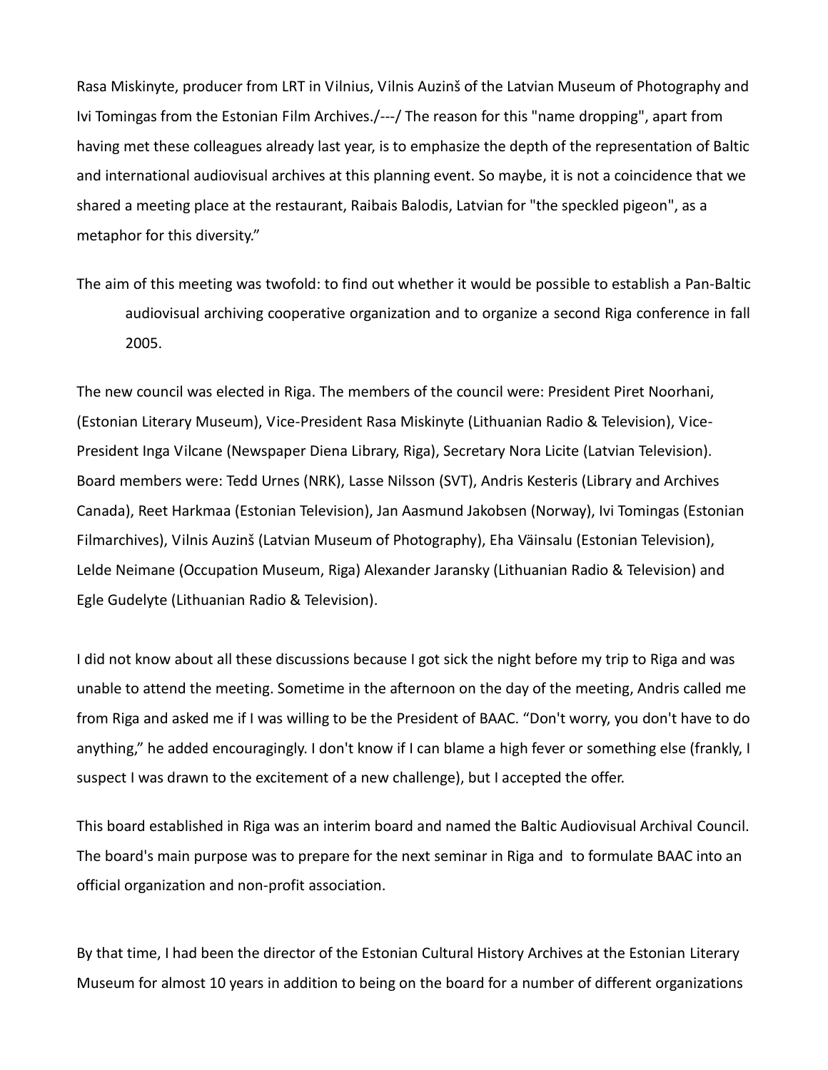Rasa Miskinyte, producer from LRT in Vilnius, Vilnis Auzinš of the Latvian Museum of Photography and Ivi Tomingas from the Estonian Film Archives./---/ The reason for this "name dropping", apart from having met these colleagues already last year, is to emphasize the depth of the representation of Baltic and international audiovisual archives at this planning event. So maybe, it is not a coincidence that we shared a meeting place at the restaurant, Raibais Balodis, Latvian for "the speckled pigeon", as a metaphor for this diversity."

The aim of this meeting was twofold: to find out whether it would be possible to establish a Pan-Baltic audiovisual archiving cooperative organization and to organize a second Riga conference in fall 2005.

The new council was elected in Riga. The members of the council were: President Piret Noorhani, (Estonian Literary Museum), Vice-President Rasa Miskinyte (Lithuanian Radio & Television), Vice-President Inga Vilcane (Newspaper Diena Library, Riga), Secretary Nora Licite (Latvian Television). Board members were: Tedd Urnes (NRK), Lasse Nilsson (SVT), Andris Kesteris (Library and Archives Canada), Reet Harkmaa (Estonian Television), Jan Aasmund Jakobsen (Norway), Ivi Tomingas (Estonian Filmarchives), Vilnis Auzinš (Latvian Museum of Photography), Eha Väinsalu (Estonian Television), Lelde Neimane (Occupation Museum, Riga) Alexander Jaransky (Lithuanian Radio & Television) and Egle Gudelyte (Lithuanian Radio & Television).

I did not know about all these discussions because I got sick the night before my trip to Riga and was unable to attend the meeting. Sometime in the afternoon on the day of the meeting, Andris called me from Riga and asked me if I was willing to be the President of BAAC. "Don't worry, you don't have to do anything," he added encouragingly. I don't know if I can blame a high fever or something else (frankly, I suspect I was drawn to the excitement of a new challenge), but I accepted the offer.

This board established in Riga was an interim board and named the Baltic Audiovisual Archival Council. The board's main purpose was to prepare for the next seminar in Riga and to formulate BAAC into an official organization and non-profit association.

By that time, I had been the director of the Estonian Cultural History Archives at the Estonian Literary Museum for almost 10 years in addition to being on the board for a number of different organizations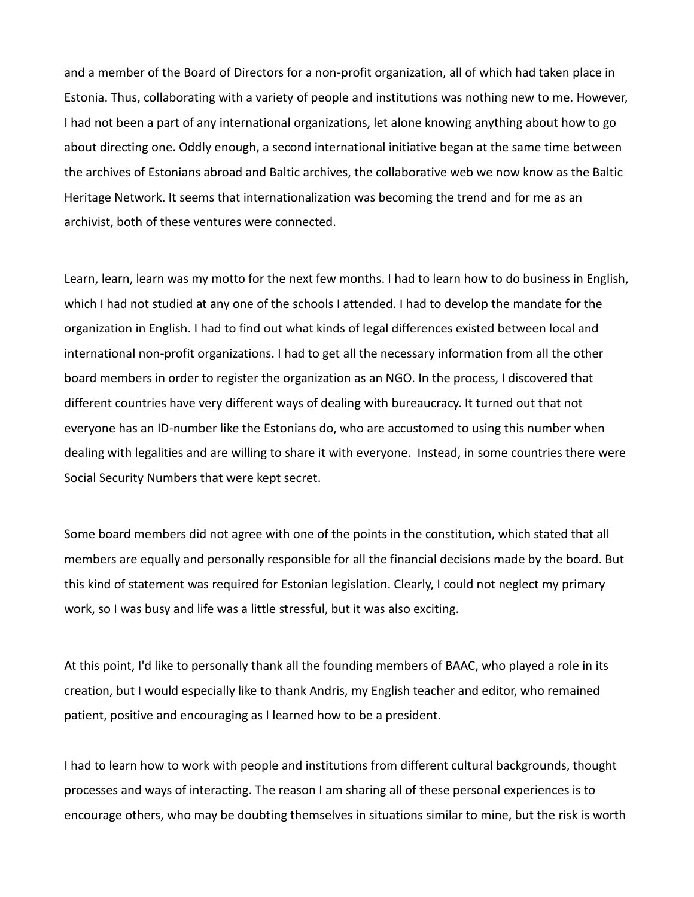and a member of the Board of Directors for a non-profit organization, all of which had taken place in Estonia. Thus, collaborating with a variety of people and institutions was nothing new to me. However, I had not been a part of any international organizations, let alone knowing anything about how to go about directing one. Oddly enough, a second international initiative began at the same time between the archives of Estonians abroad and Baltic archives, the collaborative web we now know as the Baltic Heritage Network. It seems that internationalization was becoming the trend and for me as an archivist, both of these ventures were connected.

Learn, learn, learn was my motto for the next few months. I had to learn how to do business in English, which I had not studied at any one of the schools I attended. I had to develop the mandate for the organization in English. I had to find out what kinds of legal differences existed between local and international non-profit organizations. I had to get all the necessary information from all the other board members in order to register the organization as an NGO. In the process, I discovered that different countries have very different ways of dealing with bureaucracy. It turned out that not everyone has an ID-number like the Estonians do, who are accustomed to using this number when dealing with legalities and are willing to share it with everyone. Instead, in some countries there were Social Security Numbers that were kept secret.

Some board members did not agree with one of the points in the constitution, which stated that all members are equally and personally responsible for all the financial decisions made by the board. But this kind of statement was required for Estonian legislation. Clearly, I could not neglect my primary work, so I was busy and life was a little stressful, but it was also exciting.

At this point, I'd like to personally thank all the founding members of BAAC, who played a role in its creation, but I would especially like to thank Andris, my English teacher and editor, who remained patient, positive and encouraging as I learned how to be a president.

I had to learn how to work with people and institutions from different cultural backgrounds, thought processes and ways of interacting. The reason I am sharing all of these personal experiences is to encourage others, who may be doubting themselves in situations similar to mine, but the risk is worth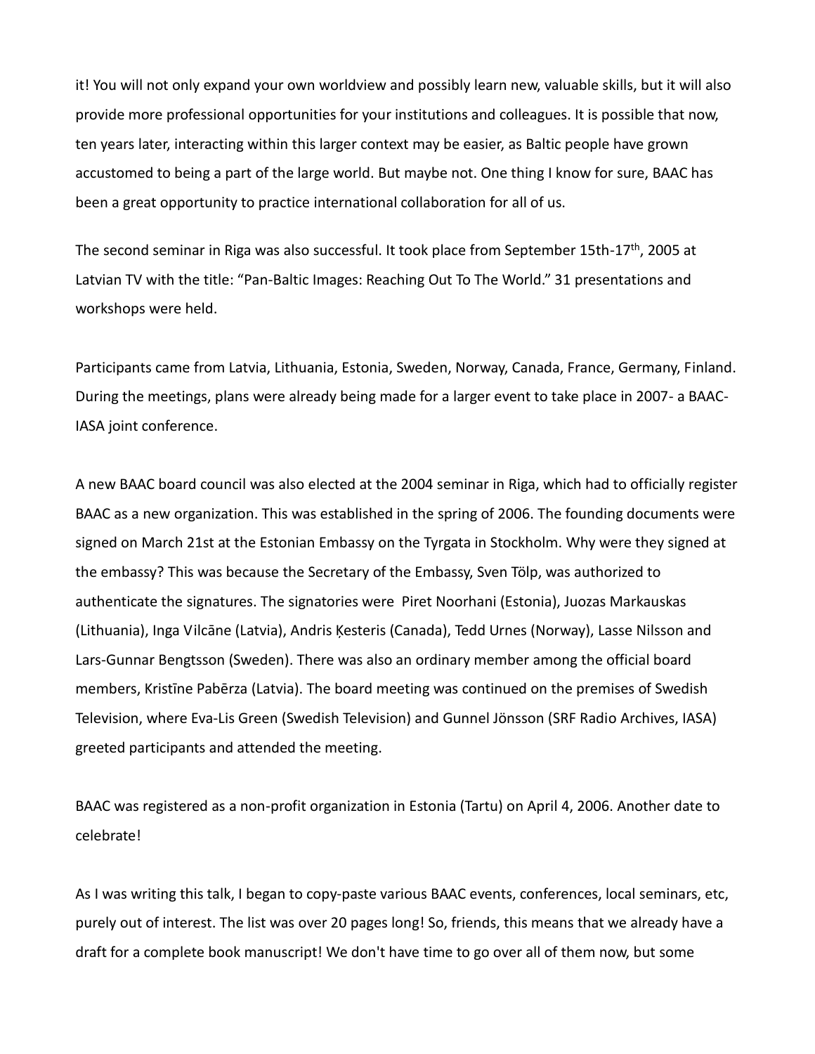it! You will not only expand your own worldview and possibly learn new, valuable skills, but it will also provide more professional opportunities for your institutions and colleagues. It is possible that now, ten years later, interacting within this larger context may be easier, as Baltic people have grown accustomed to being a part of the large world. But maybe not. One thing I know for sure, BAAC has been a great opportunity to practice international collaboration for all of us.

The second seminar in Riga was also successful. It took place from September 15th-17th, 2005 at Latvian TV with the title: "Pan-Baltic Images: Reaching Out To The World." 31 presentations and workshops were held.

Participants came from Latvia, Lithuania, Estonia, Sweden, Norway, Canada, France, Germany, Finland. During the meetings, plans were already being made for a larger event to take place in 2007- a BAAC-IASA joint conference.

A new BAAC board council was also elected at the 2004 seminar in Riga, which had to officially register BAAC as a new organization. This was established in the spring of 2006. The founding documents were signed on March 21st at the Estonian Embassy on the Tyrgata in Stockholm. Why were they signed at the embassy? This was because the Secretary of the Embassy, Sven Tölp, was authorized to authenticate the signatures. The signatories were Piret Noorhani (Estonia), Juozas Markauskas (Lithuania), Inga Vilcāne (Latvia), Andris Ķesteris (Canada), Tedd Urnes (Norway), Lasse Nilsson and Lars-Gunnar Bengtsson (Sweden). There was also an ordinary member among the official board members, Kristīne Pabērza (Latvia). The board meeting was continued on the premises of Swedish Television, where Eva-Lis Green (Swedish Television) and Gunnel Jönsson (SRF Radio Archives, IASA) greeted participants and attended the meeting.

BAAC was registered as a non-profit organization in Estonia (Tartu) on April 4, 2006. Another date to celebrate!

As I was writing this talk, I began to copy-paste various BAAC events, conferences, local seminars, etc, purely out of interest. The list was over 20 pages long! So, friends, this means that we already have a draft for a complete book manuscript! We don't have time to go over all of them now, but some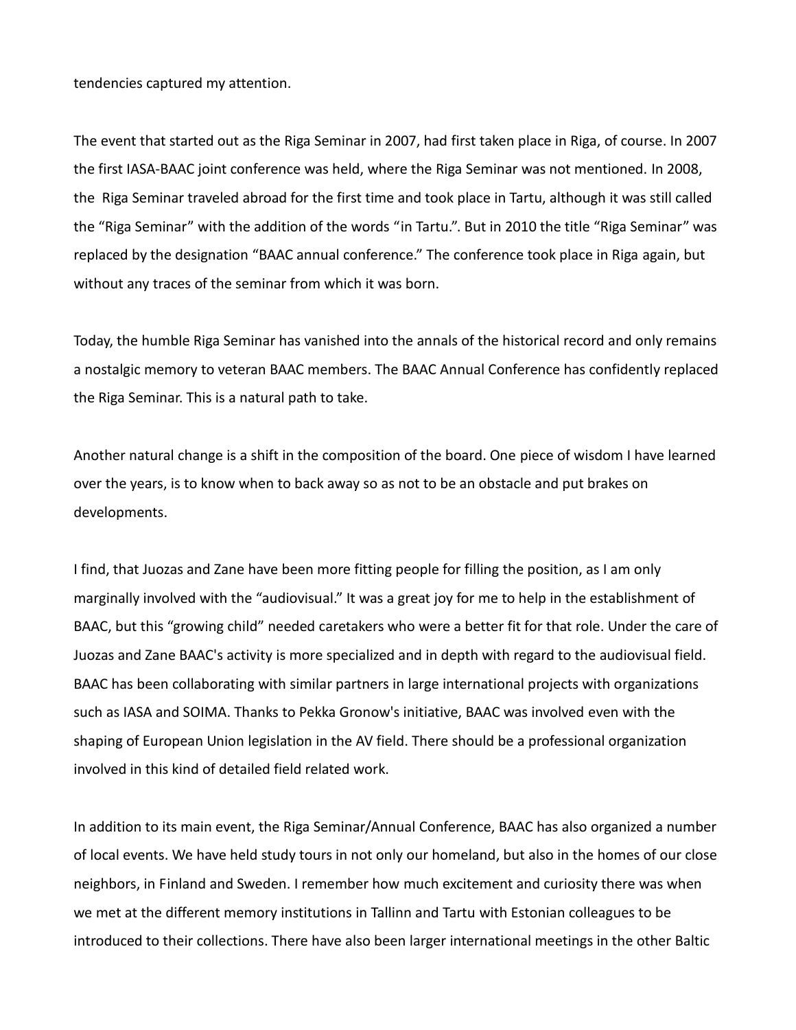tendencies captured my attention.

The event that started out as the Riga Seminar in 2007, had first taken place in Riga, of course. In 2007 the first IASA-BAAC joint conference was held, where the Riga Seminar was not mentioned. In 2008, the Riga Seminar traveled abroad for the first time and took place in Tartu, although it was still called the "Riga Seminar" with the addition of the words "in Tartu.". But in 2010 the title "Riga Seminar" was replaced by the designation "BAAC annual conference." The conference took place in Riga again, but without any traces of the seminar from which it was born.

Today, the humble Riga Seminar has vanished into the annals of the historical record and only remains a nostalgic memory to veteran BAAC members. The BAAC Annual Conference has confidently replaced the Riga Seminar. This is a natural path to take.

Another natural change is a shift in the composition of the board. One piece of wisdom I have learned over the years, is to know when to back away so as not to be an obstacle and put brakes on developments.

I find, that Juozas and Zane have been more fitting people for filling the position, as I am only marginally involved with the "audiovisual." It was a great joy for me to help in the establishment of BAAC, but this "growing child" needed caretakers who were a better fit for that role. Under the care of Juozas and Zane BAAC's activity is more specialized and in depth with regard to the audiovisual field. BAAC has been collaborating with similar partners in large international projects with organizations such as IASA and SOIMA. Thanks to Pekka Gronow's initiative, BAAC was involved even with the shaping of European Union legislation in the AV field. There should be a professional organization involved in this kind of detailed field related work.

In addition to its main event, the Riga Seminar/Annual Conference, BAAC has also organized a number of local events. We have held study tours in not only our homeland, but also in the homes of our close neighbors, in Finland and Sweden. I remember how much excitement and curiosity there was when we met at the different memory institutions in Tallinn and Tartu with Estonian colleagues to be introduced to their collections. There have also been larger international meetings in the other Baltic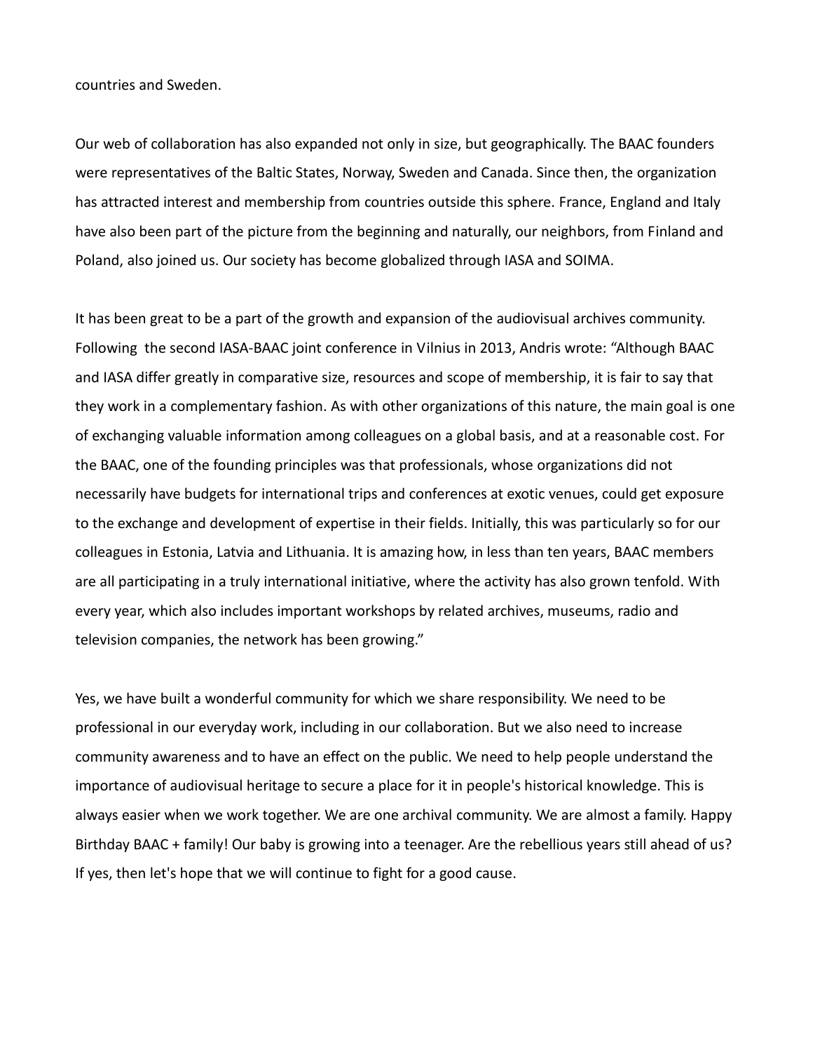countries and Sweden.

Our web of collaboration has also expanded not only in size, but geographically. The BAAC founders were representatives of the Baltic States, Norway, Sweden and Canada. Since then, the organization has attracted interest and membership from countries outside this sphere. France, England and Italy have also been part of the picture from the beginning and naturally, our neighbors, from Finland and Poland, also joined us. Our society has become globalized through IASA and SOIMA.

It has been great to be a part of the growth and expansion of the audiovisual archives community. Following the second IASA-BAAC joint conference in Vilnius in 2013, Andris wrote: "Although BAAC and IASA differ greatly in comparative size, resources and scope of membership, it is fair to say that they work in a complementary fashion. As with other organizations of this nature, the main goal is one of exchanging valuable information among colleagues on a global basis, and at a reasonable cost. For the BAAC, one of the founding principles was that professionals, whose organizations did not necessarily have budgets for international trips and conferences at exotic venues, could get exposure to the exchange and development of expertise in their fields. Initially, this was particularly so for our colleagues in Estonia, Latvia and Lithuania. It is amazing how, in less than ten years, BAAC members are all participating in a truly international initiative, where the activity has also grown tenfold. With every year, which also includes important workshops by related archives, museums, radio and television companies, the network has been growing."

Yes, we have built a wonderful community for which we share responsibility. We need to be professional in our everyday work, including in our collaboration. But we also need to increase community awareness and to have an effect on the public. We need to help people understand the importance of audiovisual heritage to secure a place for it in people's historical knowledge. This is always easier when we work together. We are one archival community. We are almost a family. Happy Birthday BAAC + family! Our baby is growing into a teenager. Are the rebellious years still ahead of us? If yes, then let's hope that we will continue to fight for a good cause.